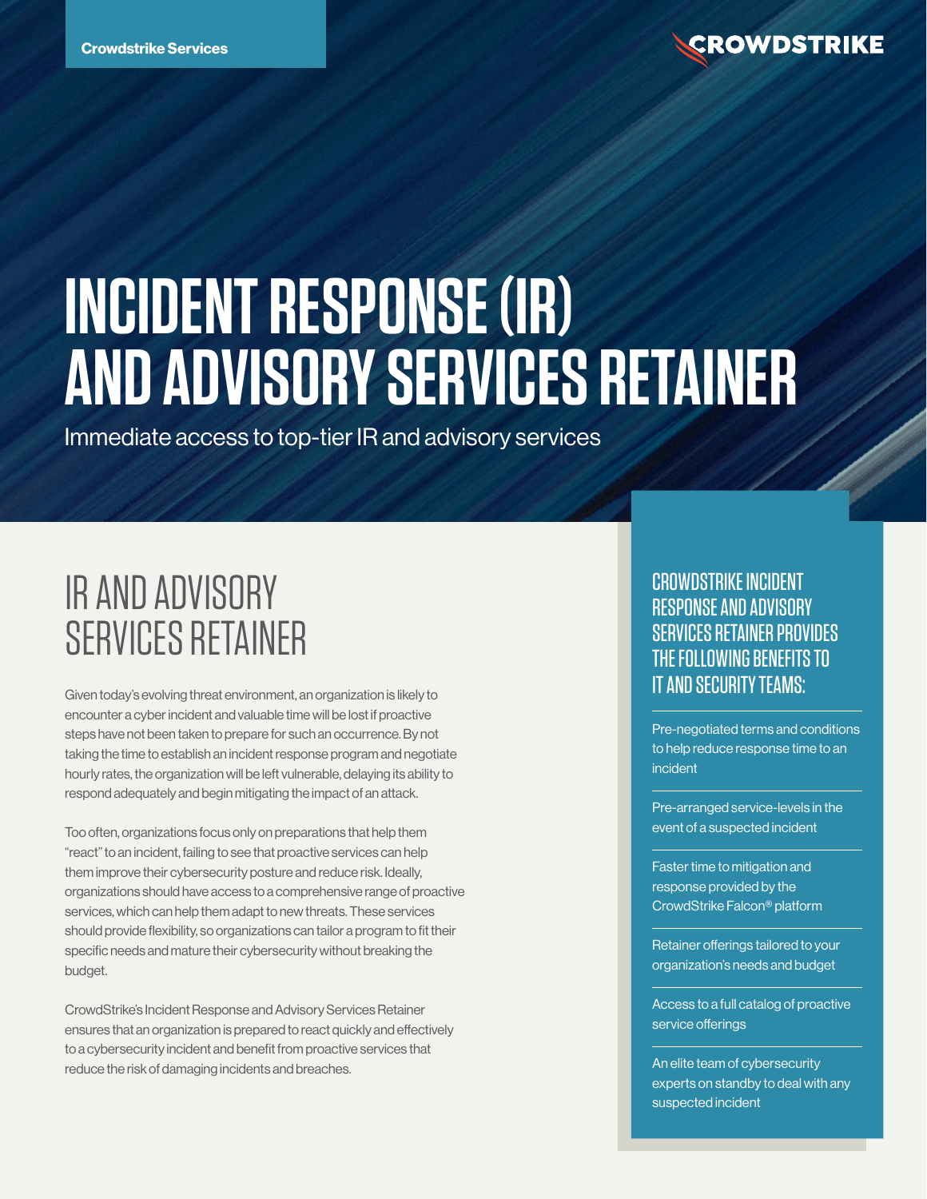Crowdstrike Services

CROWDSTRIKE

# INCIDENT RESPONSE (IR) AND ADVISORY SERVICES RETAINER

Immediate access to top-tier IR and advisory services

## IR AND ADVISORY SERVICES RETAINER

Given today's evolving threat environment, an organization is likely to encounter a cyber incident and valuable time will be lost if proactive steps have not been taken to prepare for such an occurrence. By not taking the time to establish an incident response program and negotiate hourly rates, the organization will be left vulnerable, delaying its ability to respond adequately and begin mitigating the impact of an attack.

Too often, organizations focus only on preparations that help them "react" to an incident, failing to see that proactive services can help them improve their cybersecurity posture and reduce risk. Ideally, organizations should have access to a comprehensive range of proactive services, which can help them adapt to new threats. These services should provide flexibility, so organizations can tailor a program to fit their specific needs and mature their cybersecurity without breaking the budget.

CrowdStrike's Incident Response and Advisory Services Retainer ensures that an organization is prepared to react quickly and effectively to a cybersecurity incident and benefit from proactive services that reduce the risk of damaging incidents and breaches.

### CROWDSTRIKE INCIDENT RESPONSE AND ADVISORY SERVICES RETAINER PROVIDES THE FOLLOWING BENEFITS TO IT AND SECURITY TEAMS:

- Pre-negotiated terms and conditions to help reduce response time to an incident
- Pre-arranged service-levels in the event of a suspected incident
- Faster time to mitigation and response provided by the CrowdStrike Falcon® platform
- Retainer offerings tailored to your organization's needs and budget
- Access to a full catalog of proactive service offerings
- An elite team of cybersecurity experts on standby to deal with any suspected incident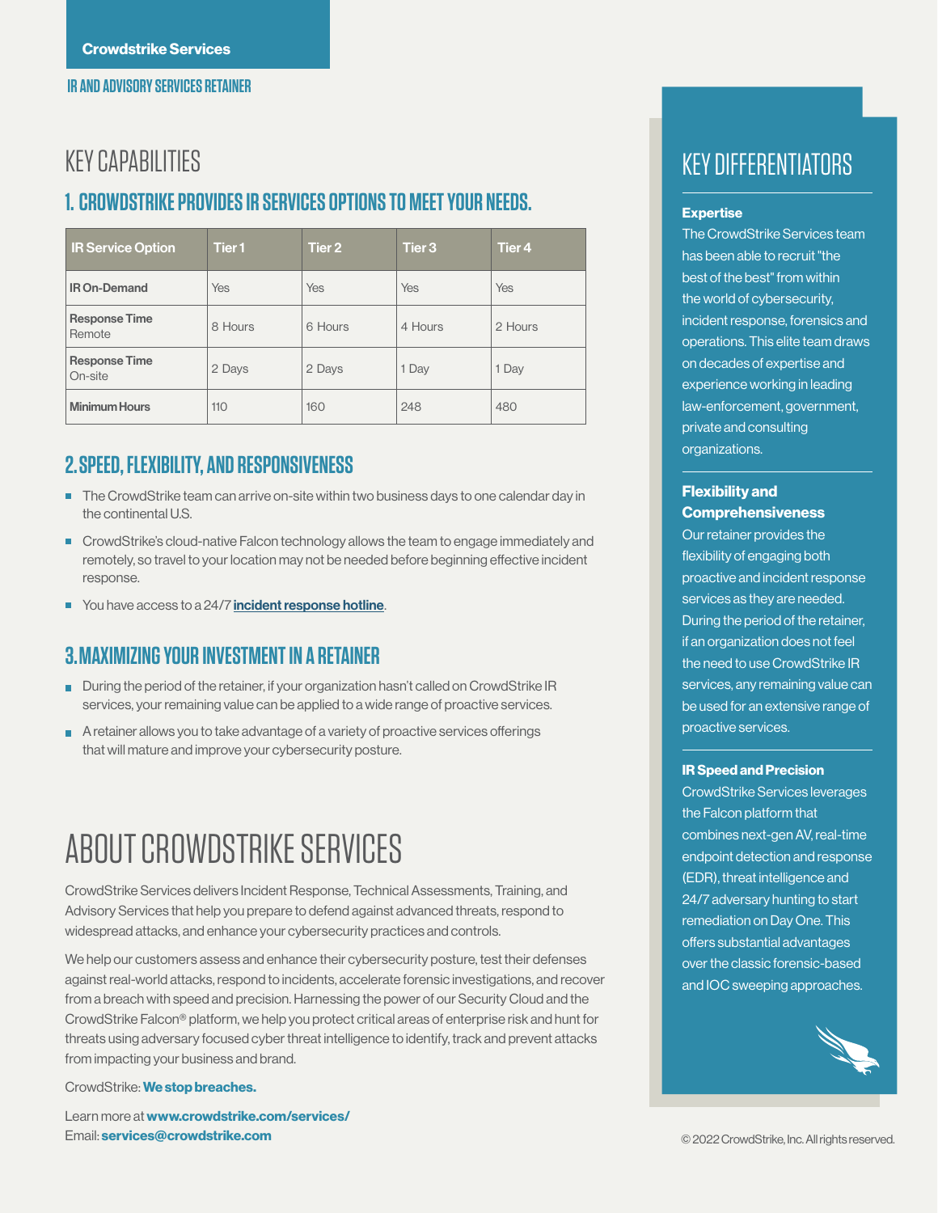Crowdstrike Services

IR AND ADVISORY SERVICES RETAINER

# KEY CAPABILITIES

## 1. CROWDSTRIKE PROVIDES IR SERVICES OPTIONS TO MEET YOUR NEEDS.

| IR Service Option | Tier 1 | Tier 2 | Tier 3 | Tier 4 |
|---|---|---|---|---|
| **IR On-Demand** | Yes | Yes | Yes | Yes |
| **Response Time** Remote | 8 Hours | 6 Hours | 4 Hours | 2 Hours |
| **Response Time** On-site | 2 Days | 2 Days | 1 Day | 1 Day |
| **Minimum Hours** | 110 | 160 | 248 | 480 |

## 2. SPEED, FLEXIBILITY, AND RESPONSIVENESS

- The CrowdStrike team can arrive on-site within two business days to one calendar day in the continental U.S.
- CrowdStrike's cloud-native Falcon technology allows the team to engage immediately and remotely, so travel to your location may not be needed before beginning effective incident response.
- You have access to a 24/7 **incident response hotline**.

## 3. MAXIMIZING YOUR INVESTMENT IN A RETAINER

- During the period of the retainer, if your organization hasn't called on CrowdStrike IR services, your remaining value can be applied to a wide range of proactive services.
- A retainer allows you to take advantage of a variety of proactive services offerings that will mature and improve your cybersecurity posture.

# ABOUT CROWDSTRIKE SERVICES

CrowdStrike Services delivers Incident Response, Technical Assessments, Training, and Advisory Services that help you prepare to defend against advanced threats, respond to widespread attacks, and enhance your cybersecurity practices and controls.

We help our customers assess and enhance their cybersecurity posture, test their defenses against real-world attacks, respond to incidents, accelerate forensic investigations, and recover from a breach with speed and precision. Harnessing the power of our Security Cloud and the CrowdStrike Falcon® platform, we help you protect critical areas of enterprise risk and hunt for threats using adversary focused cyber threat intelligence to identify, track and prevent attacks from impacting your business and brand.

CrowdStrike: **We stop breaches.**

Learn more at **www.crowdstrike.com/services/**
Email: **services@crowdstrike.com**

# KEY DIFFERENTIATORS

**Expertise**
The CrowdStrike Services team has been able to recruit "the best of the best" from within the world of cybersecurity, incident response, forensics and operations. This elite team draws on decades of expertise and experience working in leading law-enforcement, government, private and consulting organizations.

**Flexibility and Comprehensiveness**
Our retainer provides the flexibility of engaging both proactive and incident response services as they are needed. During the period of the retainer, if an organization does not feel the need to use CrowdStrike IR services, any remaining value can be used for an extensive range of proactive services.

**IR Speed and Precision**
CrowdStrike Services leverages the Falcon platform that combines next-gen AV, real-time endpoint detection and response (EDR), threat intelligence and 24/7 adversary hunting to start remediation on Day One. This offers substantial advantages over the classic forensic-based and IOC sweeping approaches.

© 2022 CrowdStrike, Inc. All rights reserved.